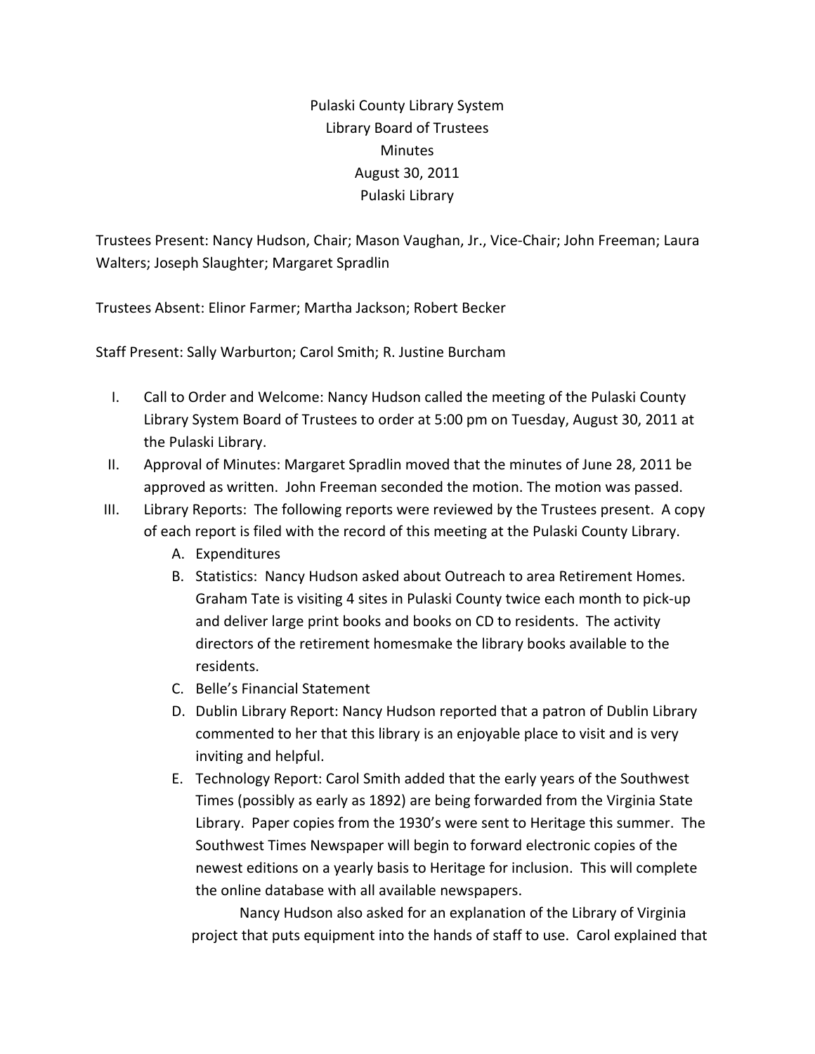Pulaski County Library System
Library Board of Trustees
Minutes
August 30, 2011
Pulaski Library

Trustees Present: Nancy Hudson, Chair; Mason Vaughan, Jr., Vice-Chair; John Freeman; Laura Walters; Joseph Slaughter; Margaret Spradlin

Trustees Absent: Elinor Farmer; Martha Jackson; Robert Becker

Staff Present: Sally Warburton; Carol Smith; R. Justine Burcham

I. Call to Order and Welcome: Nancy Hudson called the meeting of the Pulaski County Library System Board of Trustees to order at 5:00 pm on Tuesday, August 30, 2011 at the Pulaski Library.

II. Approval of Minutes: Margaret Spradlin moved that the minutes of June 28, 2011 be approved as written. John Freeman seconded the motion. The motion was passed.

III. Library Reports: The following reports were reviewed by the Trustees present. A copy of each report is filed with the record of this meeting at the Pulaski County Library.

   A. Expenditures

   B. Statistics: Nancy Hudson asked about Outreach to area Retirement Homes. Graham Tate is visiting 4 sites in Pulaski County twice each month to pick-up and deliver large print books and books on CD to residents. The activity directors of the retirement homesmake the library books available to the residents.

   C. Belle's Financial Statement

   D. Dublin Library Report: Nancy Hudson reported that a patron of Dublin Library commented to her that this library is an enjoyable place to visit and is very inviting and helpful.

   E. Technology Report: Carol Smith added that the early years of the Southwest Times (possibly as early as 1892) are being forwarded from the Virginia State Library. Paper copies from the 1930's were sent to Heritage this summer. The Southwest Times Newspaper will begin to forward electronic copies of the newest editions on a yearly basis to Heritage for inclusion. This will complete the online database with all available newspapers.

      Nancy Hudson also asked for an explanation of the Library of Virginia project that puts equipment into the hands of staff to use. Carol explained that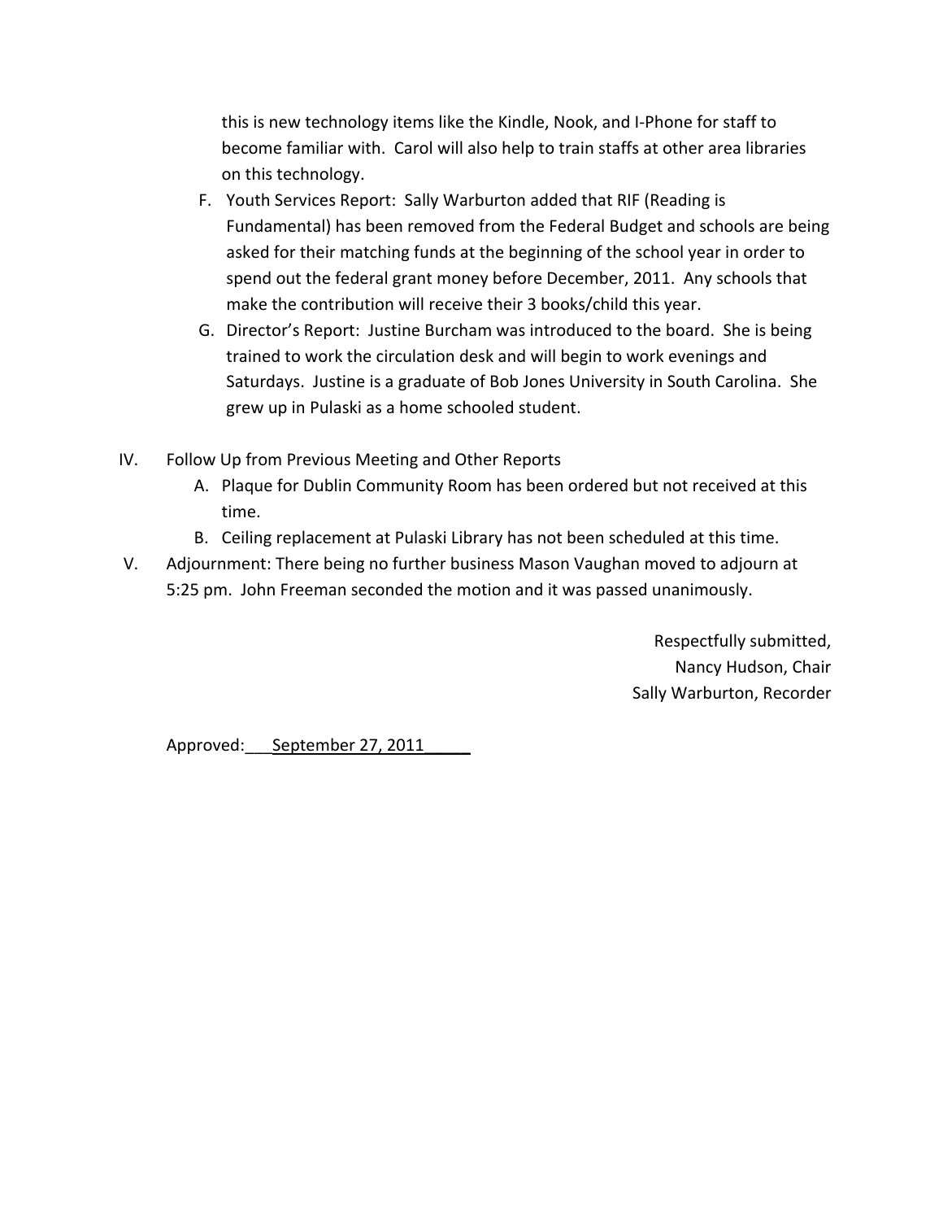this is new technology items like the Kindle, Nook, and I-Phone for staff to become familiar with. Carol will also help to train staffs at other area libraries on this technology.

F. Youth Services Report: Sally Warburton added that RIF (Reading is Fundamental) has been removed from the Federal Budget and schools are being asked for their matching funds at the beginning of the school year in order to spend out the federal grant money before December, 2011. Any schools that make the contribution will receive their 3 books/child this year.

G. Director's Report: Justine Burcham was introduced to the board. She is being trained to work the circulation desk and will begin to work evenings and Saturdays. Justine is a graduate of Bob Jones University in South Carolina. She grew up in Pulaski as a home schooled student.

IV. Follow Up from Previous Meeting and Other Reports

A. Plaque for Dublin Community Room has been ordered but not received at this time.

B. Ceiling replacement at Pulaski Library has not been scheduled at this time.

V. Adjournment: There being no further business Mason Vaughan moved to adjourn at 5:25 pm. John Freeman seconded the motion and it was passed unanimously.

Respectfully submitted,
Nancy Hudson, Chair
Sally Warburton, Recorder

Approved: September 27, 2011